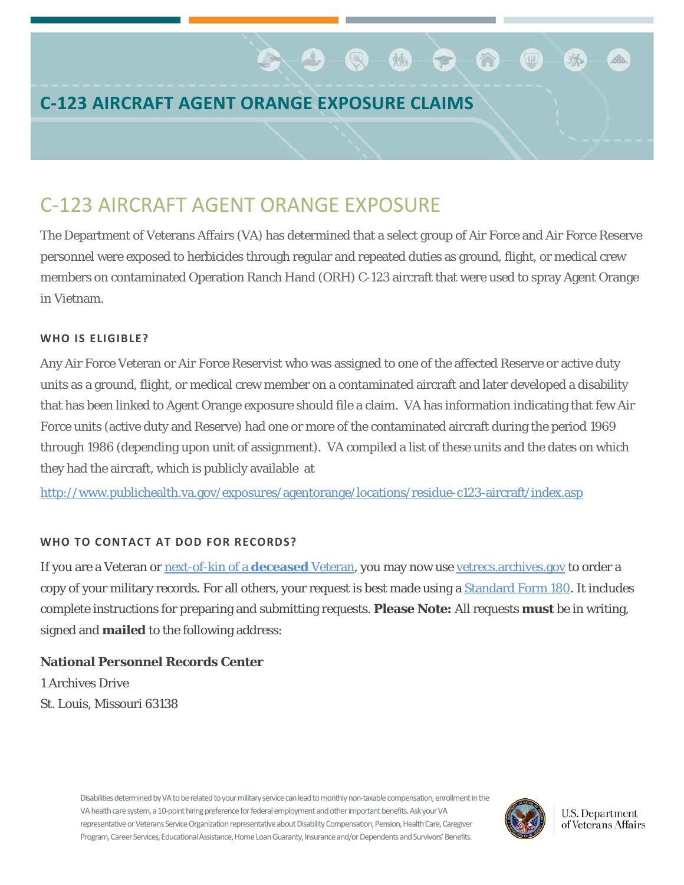# C-123 AIRCRAFT AGENT ORANGE EXPOSURE CLAIMS

## C-123 AIRCRAFT AGENT ORANGE EXPOSURE

The Department of Veterans Affairs (VA) has determined that a select group of Air Force and Air Force Reserve personnel were exposed to herbicides through regular and repeated duties as ground, flight, or medical crew members on contaminated Operation Ranch Hand (ORH) C-123 aircraft that were used to spray Agent Orange in Vietnam.

### WHO IS ELIGIBLE?

Any Air Force Veteran or Air Force Reservist who was assigned to one of the affected Reserve or active duty units as a ground, flight, or medical crew member on a contaminated aircraft and later developed a disability that has been linked to Agent Orange exposure should file a claim. VA has information indicating that few Air Force units (active duty and Reserve) had one or more of the contaminated aircraft during the period 1969 through 1986 (depending upon unit of assignment). VA compiled a list of these units and the dates on which they had the aircraft, which is publicly available at

http://www.publichealth.va.gov/exposures/agentorange/locations/residue-c123-aircraft/index.asp

### WHO TO CONTACT AT DOD FOR RECORDS?

If you are a Veteran or next-of-kin of a **deceased** Veteran, you may now use vetrecs.archives.gov to order a copy of your military records. For all others, your request is best made using a Standard Form 180. It includes complete instructions for preparing and submitting requests. **Please Note:** All requests **must** be in writing, signed and **mailed** to the following address:

**National Personnel Records Center**
1 Archives Drive
St. Louis, Missouri 63138

Disabilities determined by VA to be related to your military service can lead to monthly non-taxable compensation, enrollment in the VA health care system, a 10-point hiring preference for federal employment and other important benefits. Ask your VA representative or Veterans Service Organization representative about Disability Compensation, Pension, Health Care, Caregiver Program, Career Services, Educational Assistance, Home Loan Guaranty, Insurance and/or Dependents and Survivors' Benefits.

U.S. Department of Veterans Affairs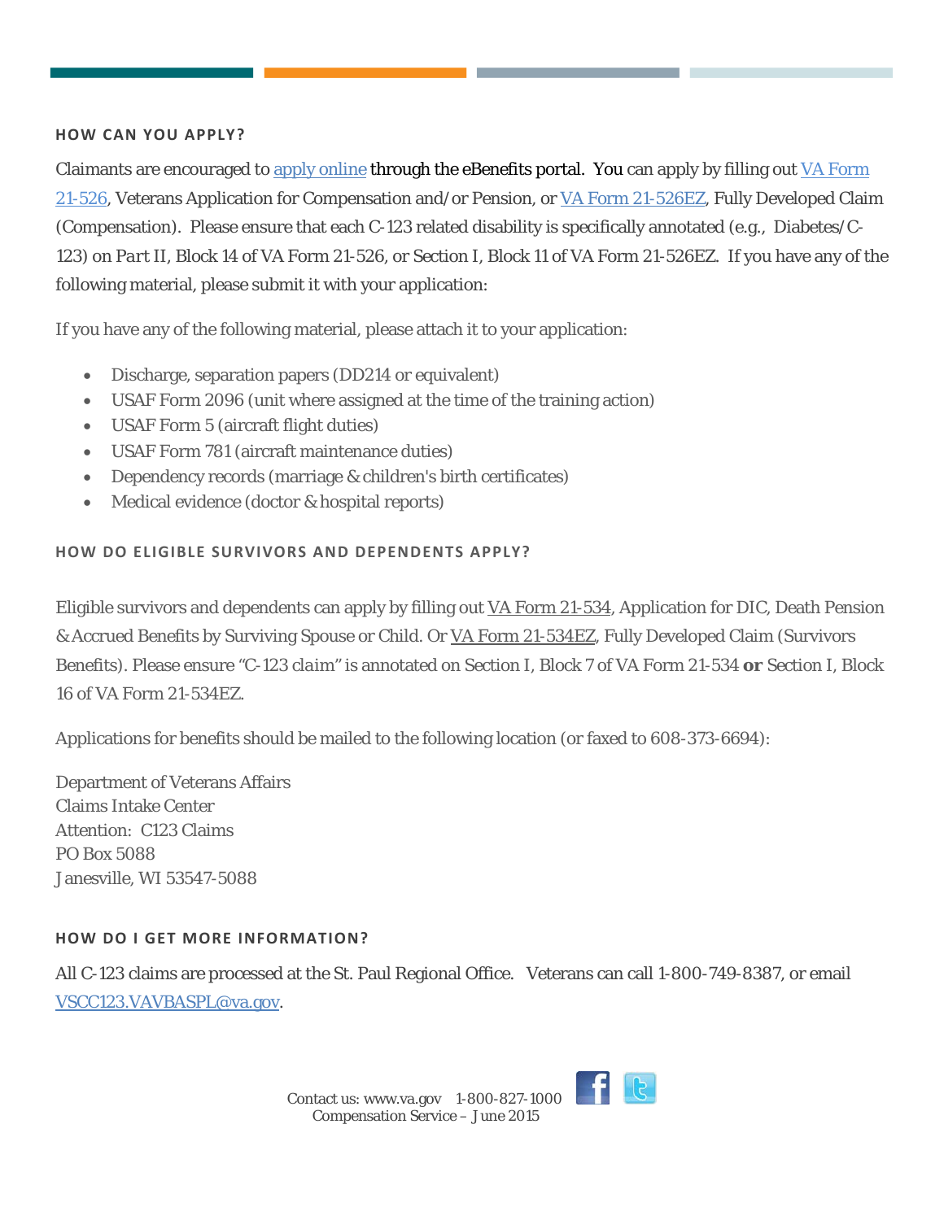## HOW CAN YOU APPLY?

Claimants are encouraged to apply online through the eBenefits portal. You can apply by filling out VA Form 21-526, Veterans Application for Compensation and/or Pension, or VA Form 21-526EZ, Fully Developed Claim (Compensation). Please ensure that each C-123 related disability is specifically annotated (e.g., Diabetes/C-123) on Part II, Block 14 of VA Form 21-526, or Section I, Block 11 of VA Form 21-526EZ. If you have any of the following material, please submit it with your application:

If you have any of the following material, please attach it to your application:

- Discharge, separation papers (DD214 or equivalent)
- USAF Form 2096 (unit where assigned at the time of the training action)
- USAF Form 5 (aircraft flight duties)
- USAF Form 781 (aircraft maintenance duties)
- Dependency records (marriage & children's birth certificates)
- Medical evidence (doctor & hospital reports)

## HOW DO ELIGIBLE SURVIVORS AND DEPENDENTS APPLY?

Eligible survivors and dependents can apply by filling out VA Form 21-534, Application for DIC, Death Pension & Accrued Benefits by Surviving Spouse or Child. Or VA Form 21-534EZ, Fully Developed Claim (Survivors Benefits). Please ensure "C-123 claim" is annotated on Section I, Block 7 of VA Form 21-534 **or** Section I, Block 16 of VA Form 21-534EZ.

Applications for benefits should be mailed to the following location (or faxed to 608-373-6694):

Department of Veterans Affairs
Claims Intake Center
Attention: C123 Claims
PO Box 5088
Janesville, WI 53547-5088

## HOW DO I GET MORE INFORMATION?

All C-123 claims are processed at the St. Paul Regional Office. Veterans can call 1-800-749-8387, or email VSCC123.VAVBASPL@va.gov.

Contact us: www.va.gov 1-800-827-1000
Compensation Service – June 2015